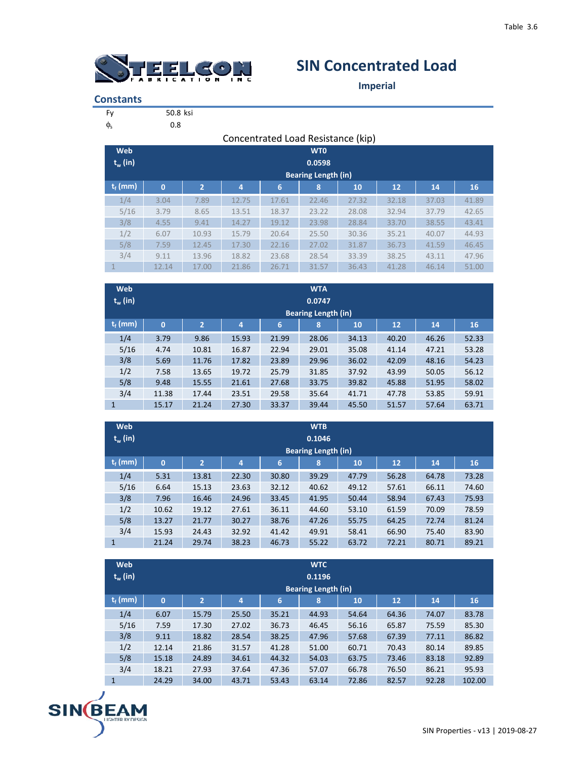# SIN Concentrated Load

**Imperial**

## Constants

| | |
|---|---|
| Fy | 50.8 ksi |
| $\phi_s$ | 0.8 |

### Concentrated Load Resistance (kip)

| Web $t_w$ (in) | WT0 0.0598 | | | | | | | |
|---|---|---|---|---|---|---|---|---|
| | Bearing Length (in) | | | | | | | |
| $t_f$ (mm) | 0 | 2 | 4 | 6 | 8 | 10 | 12 | 14 | 16 |
| 1/4 | 3.04 | 7.89 | 12.75 | 17.61 | 22.46 | 27.32 | 32.18 | 37.03 | 41.89 |
| 5/16 | 3.79 | 8.65 | 13.51 | 18.37 | 23.22 | 28.08 | 32.94 | 37.79 | 42.65 |
| 3/8 | 4.55 | 9.41 | 14.27 | 19.12 | 23.98 | 28.84 | 33.70 | 38.55 | 43.41 |
| 1/2 | 6.07 | 10.93 | 15.79 | 20.64 | 25.50 | 30.36 | 35.21 | 40.07 | 44.93 |
| 5/8 | 7.59 | 12.45 | 17.30 | 22.16 | 27.02 | 31.87 | 36.73 | 41.59 | 46.45 |
| 3/4 | 9.11 | 13.96 | 18.82 | 23.68 | 28.54 | 33.39 | 38.25 | 43.11 | 47.96 |
| 1 | 12.14 | 17.00 | 21.86 | 26.71 | 31.57 | 36.43 | 41.28 | 46.14 | 51.00 |

| Web $t_w$ (in) | WTA 0.0747 | | | | | | | |
|---|---|---|---|---|---|---|---|---|
| | Bearing Length (in) | | | | | | | |
| $t_f$ (mm) | 0 | 2 | 4 | 6 | 8 | 10 | 12 | 14 | 16 |
| 1/4 | 3.79 | 9.86 | 15.93 | 21.99 | 28.06 | 34.13 | 40.20 | 46.26 | 52.33 |
| 5/16 | 4.74 | 10.81 | 16.87 | 22.94 | 29.01 | 35.08 | 41.14 | 47.21 | 53.28 |
| 3/8 | 5.69 | 11.76 | 17.82 | 23.89 | 29.96 | 36.02 | 42.09 | 48.16 | 54.23 |
| 1/2 | 7.58 | 13.65 | 19.72 | 25.79 | 31.85 | 37.92 | 43.99 | 50.05 | 56.12 |
| 5/8 | 9.48 | 15.55 | 21.61 | 27.68 | 33.75 | 39.82 | 45.88 | 51.95 | 58.02 |
| 3/4 | 11.38 | 17.44 | 23.51 | 29.58 | 35.64 | 41.71 | 47.78 | 53.85 | 59.91 |
| 1 | 15.17 | 21.24 | 27.30 | 33.37 | 39.44 | 45.50 | 51.57 | 57.64 | 63.71 |

| Web $t_w$ (in) | WTB 0.1046 | | | | | | | |
|---|---|---|---|---|---|---|---|---|
| | Bearing Length (in) | | | | | | | |
| $t_f$ (mm) | 0 | 2 | 4 | 6 | 8 | 10 | 12 | 14 | 16 |
| 1/4 | 5.31 | 13.81 | 22.30 | 30.80 | 39.29 | 47.79 | 56.28 | 64.78 | 73.28 |
| 5/16 | 6.64 | 15.13 | 23.63 | 32.12 | 40.62 | 49.12 | 57.61 | 66.11 | 74.60 |
| 3/8 | 7.96 | 16.46 | 24.96 | 33.45 | 41.95 | 50.44 | 58.94 | 67.43 | 75.93 |
| 1/2 | 10.62 | 19.12 | 27.61 | 36.11 | 44.60 | 53.10 | 61.59 | 70.09 | 78.59 |
| 5/8 | 13.27 | 21.77 | 30.27 | 38.76 | 47.26 | 55.75 | 64.25 | 72.74 | 81.24 |
| 3/4 | 15.93 | 24.43 | 32.92 | 41.42 | 49.91 | 58.41 | 66.90 | 75.40 | 83.90 |
| 1 | 21.24 | 29.74 | 38.23 | 46.73 | 55.22 | 63.72 | 72.21 | 80.71 | 89.21 |

| Web $t_w$ (in) | WTC 0.1196 | | | | | | | |
|---|---|---|---|---|---|---|---|---|
| | Bearing Length (in) | | | | | | | |
| $t_f$ (mm) | 0 | 2 | 4 | 6 | 8 | 10 | 12 | 14 | 16 |
| 1/4 | 6.07 | 15.79 | 25.50 | 35.21 | 44.93 | 54.64 | 64.36 | 74.07 | 83.78 |
| 5/16 | 7.59 | 17.30 | 27.02 | 36.73 | 46.45 | 56.16 | 65.87 | 75.59 | 85.30 |
| 3/8 | 9.11 | 18.82 | 28.54 | 38.25 | 47.96 | 57.68 | 67.39 | 77.11 | 86.82 |
| 1/2 | 12.14 | 21.86 | 31.57 | 41.28 | 51.00 | 60.71 | 70.43 | 80.14 | 89.85 |
| 5/8 | 15.18 | 24.89 | 34.61 | 44.32 | 54.03 | 63.75 | 73.46 | 83.18 | 92.89 |
| 3/4 | 18.21 | 27.93 | 37.64 | 47.36 | 57.07 | 66.78 | 76.50 | 86.21 | 95.93 |
| 1 | 24.29 | 34.00 | 43.71 | 53.43 | 63.14 | 72.86 | 82.57 | 92.28 | 102.00 |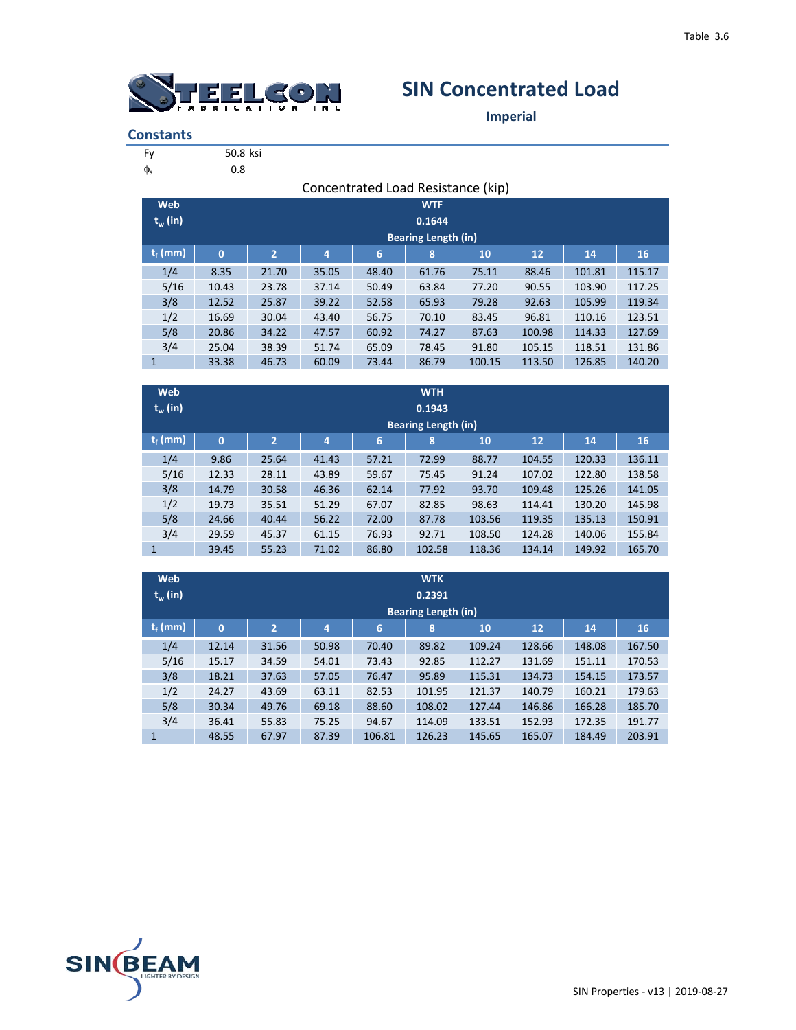Table 3.6

# SIN Concentrated Load

**Imperial**

## Constants

Fy 50.8 ksi

$\phi_s$ 0.8

Concentrated Load Resistance (kip)

| Web $t_w$ (in) | WTF 0.1644 | | | | | | | | |
|---|---|---|---|---|---|---|---|---|---|
| | Bearing Length (in) | | | | | | | | |
| $t_f$ (mm) | 0 | 2 | 4 | 6 | 8 | 10 | 12 | 14 | 16 |
| 1/4 | 8.35 | 21.70 | 35.05 | 48.40 | 61.76 | 75.11 | 88.46 | 101.81 | 115.17 |
| 5/16 | 10.43 | 23.78 | 37.14 | 50.49 | 63.84 | 77.20 | 90.55 | 103.90 | 117.25 |
| 3/8 | 12.52 | 25.87 | 39.22 | 52.58 | 65.93 | 79.28 | 92.63 | 105.99 | 119.34 |
| 1/2 | 16.69 | 30.04 | 43.40 | 56.75 | 70.10 | 83.45 | 96.81 | 110.16 | 123.51 |
| 5/8 | 20.86 | 34.22 | 47.57 | 60.92 | 74.27 | 87.63 | 100.98 | 114.33 | 127.69 |
| 3/4 | 25.04 | 38.39 | 51.74 | 65.09 | 78.45 | 91.80 | 105.15 | 118.51 | 131.86 |
| 1 | 33.38 | 46.73 | 60.09 | 73.44 | 86.79 | 100.15 | 113.50 | 126.85 | 140.20 |

| Web $t_w$ (in) | WTH 0.1943 | | | | | | | | |
|---|---|---|---|---|---|---|---|---|---|
| | Bearing Length (in) | | | | | | | | |
| $t_f$ (mm) | 0 | 2 | 4 | 6 | 8 | 10 | 12 | 14 | 16 |
| 1/4 | 9.86 | 25.64 | 41.43 | 57.21 | 72.99 | 88.77 | 104.55 | 120.33 | 136.11 |
| 5/16 | 12.33 | 28.11 | 43.89 | 59.67 | 75.45 | 91.24 | 107.02 | 122.80 | 138.58 |
| 3/8 | 14.79 | 30.58 | 46.36 | 62.14 | 77.92 | 93.70 | 109.48 | 125.26 | 141.05 |
| 1/2 | 19.73 | 35.51 | 51.29 | 67.07 | 82.85 | 98.63 | 114.41 | 130.20 | 145.98 |
| 5/8 | 24.66 | 40.44 | 56.22 | 72.00 | 87.78 | 103.56 | 119.35 | 135.13 | 150.91 |
| 3/4 | 29.59 | 45.37 | 61.15 | 76.93 | 92.71 | 108.50 | 124.28 | 140.06 | 155.84 |
| 1 | 39.45 | 55.23 | 71.02 | 86.80 | 102.58 | 118.36 | 134.14 | 149.92 | 165.70 |

| Web $t_w$ (in) | WTK 0.2391 | | | | | | | | |
|---|---|---|---|---|---|---|---|---|---|
| | Bearing Length (in) | | | | | | | | |
| $t_f$ (mm) | 0 | 2 | 4 | 6 | 8 | 10 | 12 | 14 | 16 |
| 1/4 | 12.14 | 31.56 | 50.98 | 70.40 | 89.82 | 109.24 | 128.66 | 148.08 | 167.50 |
| 5/16 | 15.17 | 34.59 | 54.01 | 73.43 | 92.85 | 112.27 | 131.69 | 151.11 | 170.53 |
| 3/8 | 18.21 | 37.63 | 57.05 | 76.47 | 95.89 | 115.31 | 134.73 | 154.15 | 173.57 |
| 1/2 | 24.27 | 43.69 | 63.11 | 82.53 | 101.95 | 121.37 | 140.79 | 160.21 | 179.63 |
| 5/8 | 30.34 | 49.76 | 69.18 | 88.60 | 108.02 | 127.44 | 146.86 | 166.28 | 185.70 |
| 3/4 | 36.41 | 55.83 | 75.25 | 94.67 | 114.09 | 133.51 | 152.93 | 172.35 | 191.77 |
| 1 | 48.55 | 67.97 | 87.39 | 106.81 | 126.23 | 145.65 | 165.07 | 184.49 | 203.91 |

SIN Properties - v13 | 2019-08-27